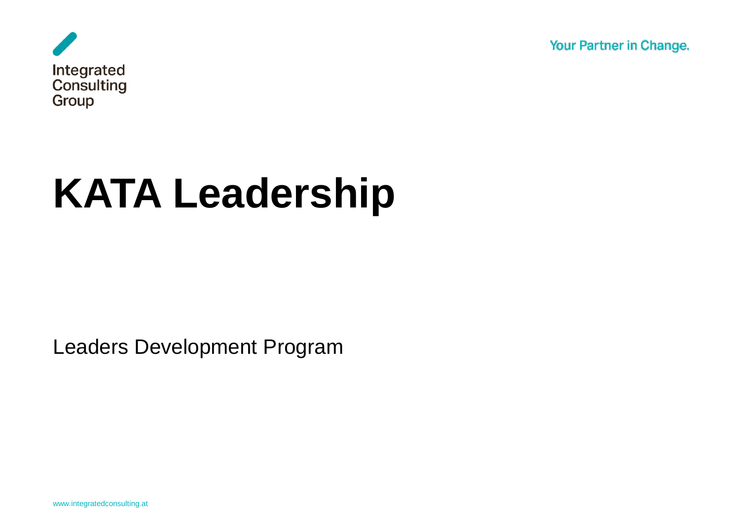Integrated Consulting Group

Your Partner in Change.

# KATA Leadership

Leaders Development Program

www.integratedconsulting.at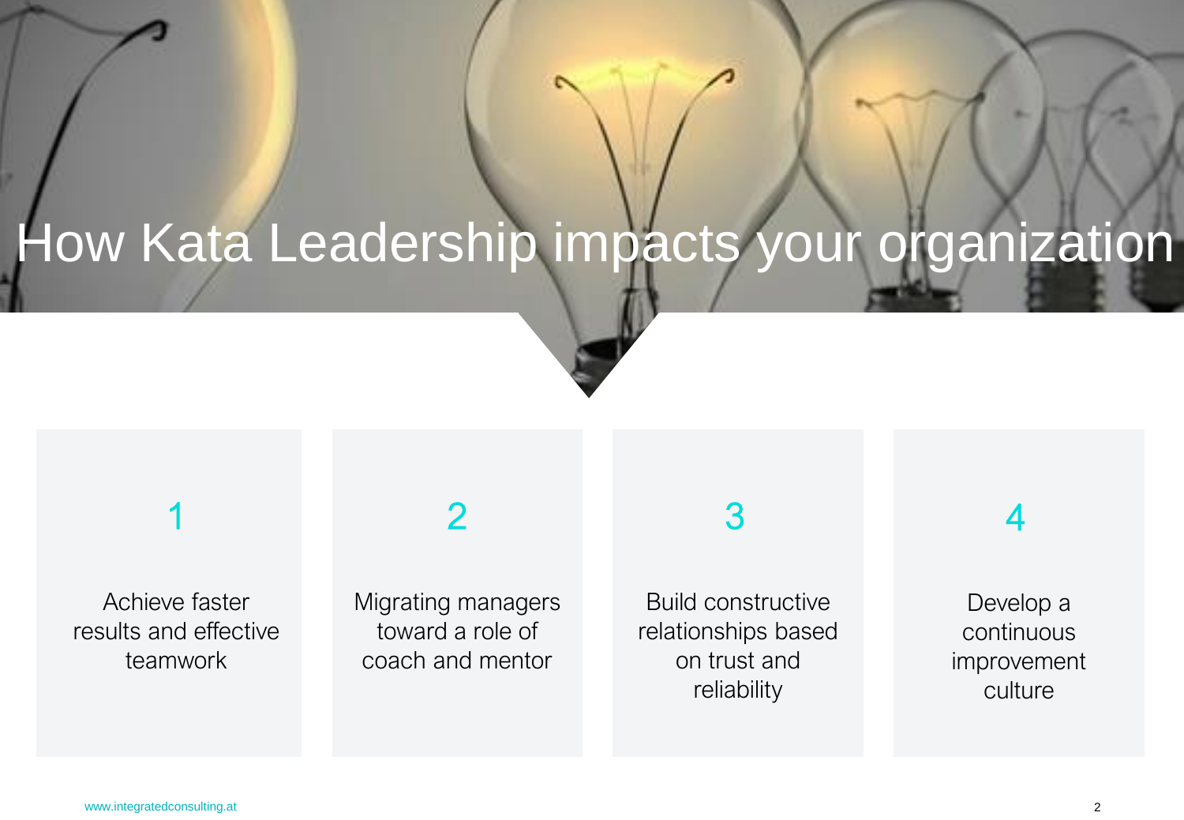# How Kata Leadership impacts your organization

1. Achieve faster results and effective teamwork

2. Migrating managers toward a role of coach and mentor

3. Build constructive relationships based on trust and reliability

4. Develop a continuous improvement culture

www.integratedconsulting.at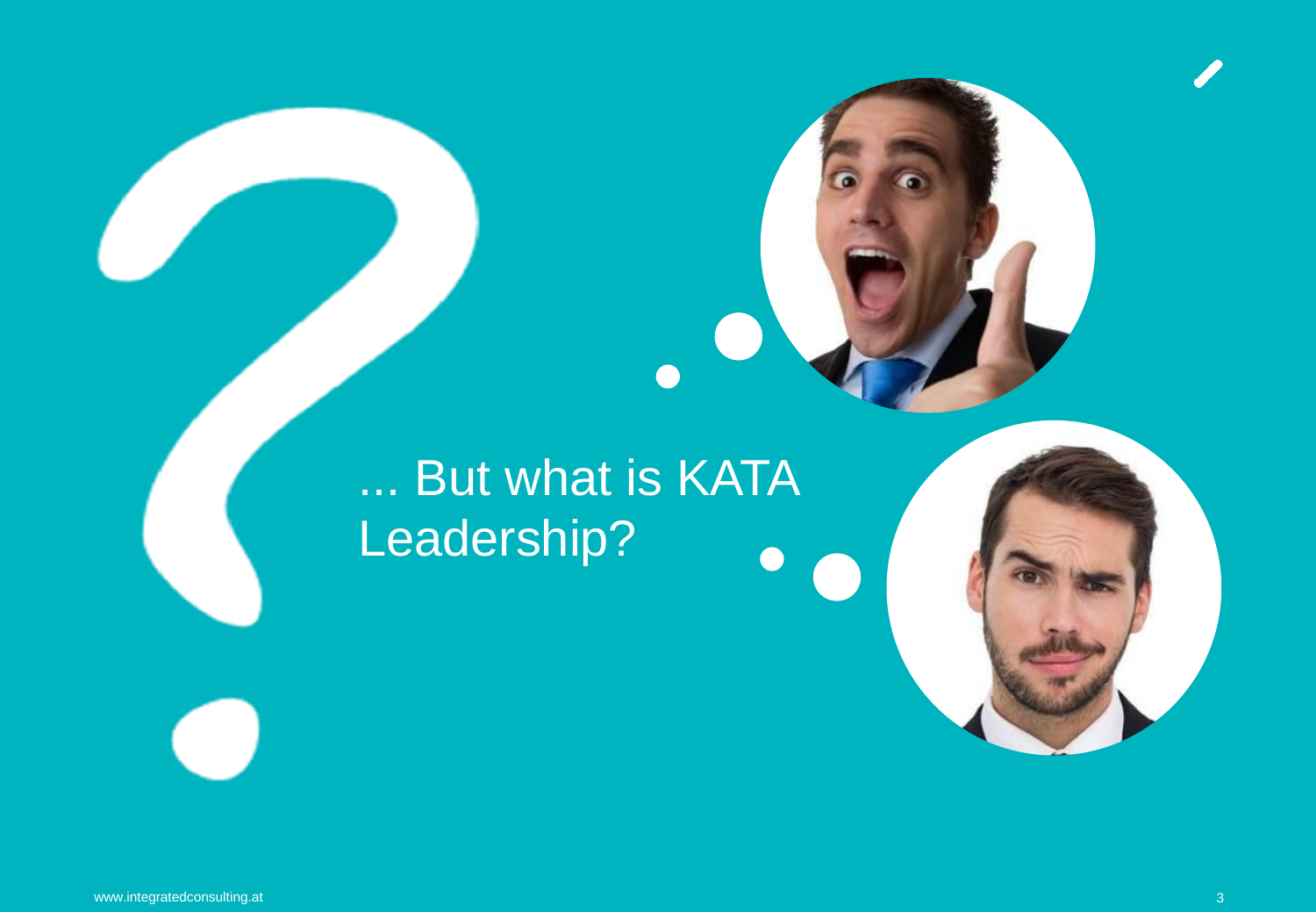... But what is KATA Leadership?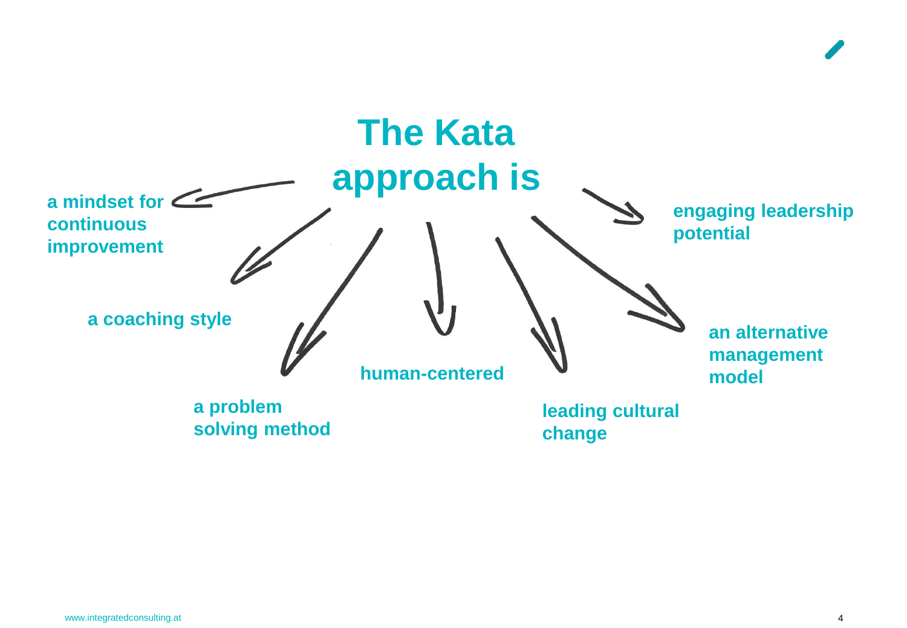# The Kata approach is

- a mindset for continuous improvement
- a coaching style
- a problem solving method
- human-centered
- leading cultural change
- an alternative management model
- engaging leadership potential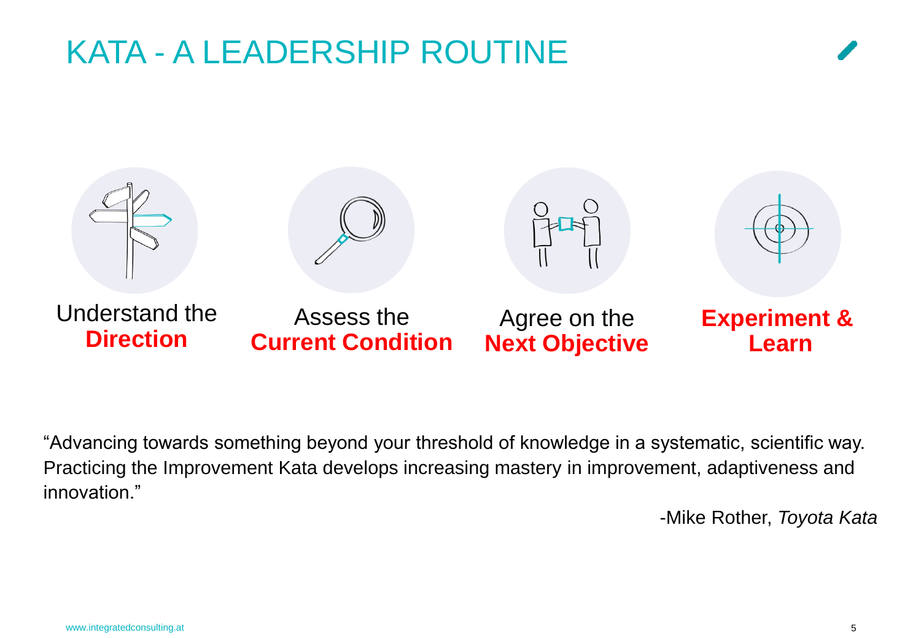# KATA - A LEADERSHIP ROUTINE

Understand the **Direction**

Assess the **Current Condition**

Agree on the **Next Objective**

**Experiment & Learn**

"Advancing towards something beyond your threshold of knowledge in a systematic, scientific way. Practicing the Improvement Kata develops increasing mastery in improvement, adaptiveness and innovation."

-Mike Rother, *Toyota Kata*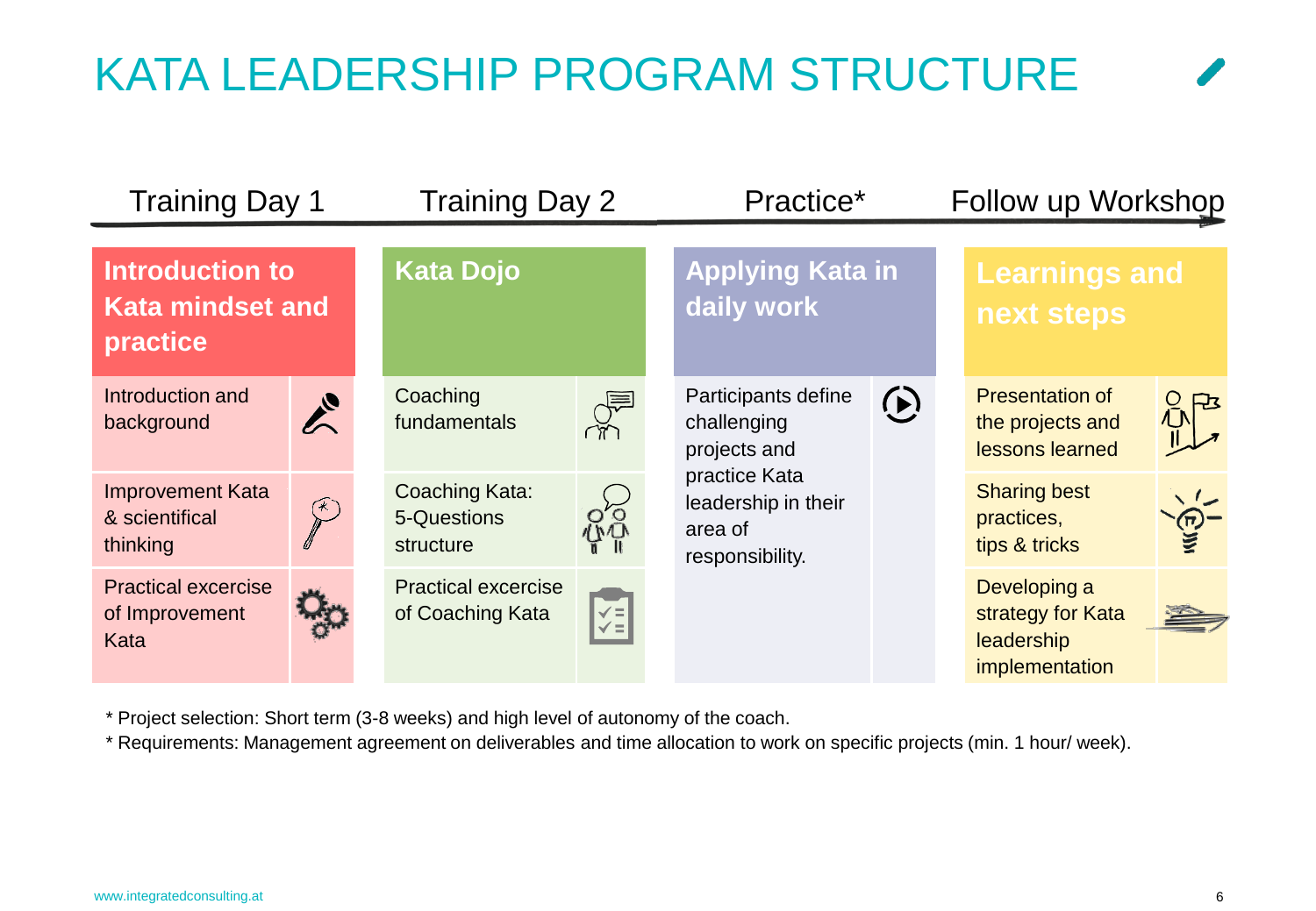# KATA LEADERSHIP PROGRAM STRUCTURE

| Training Day 1 | Training Day 2 | Practice* | Follow up Workshop |
|---|---|---|---|
| **Introduction to Kata mindset and practice** | **Kata Dojo** | **Applying Kata in daily work** | **Learnings and next steps** |
| Introduction and background | Coaching fundamentals | Participants define challenging projects and practice Kata leadership in their area of responsibility. | Presentation of the projects and lessons learned |
| Improvement Kata & scientifical thinking | Coaching Kata: 5-Questions structure | | Sharing best practices, tips & tricks |
| Practical excercise of Improvement Kata | Practical excercise of Coaching Kata | | Developing a strategy for Kata leadership implementation |

\* Project selection: Short term (3-8 weeks) and high level of autonomy of the coach.

\* Requirements: Management agreement on deliverables and time allocation to work on specific projects (min. 1 hour/ week).

www.integratedconsulting.at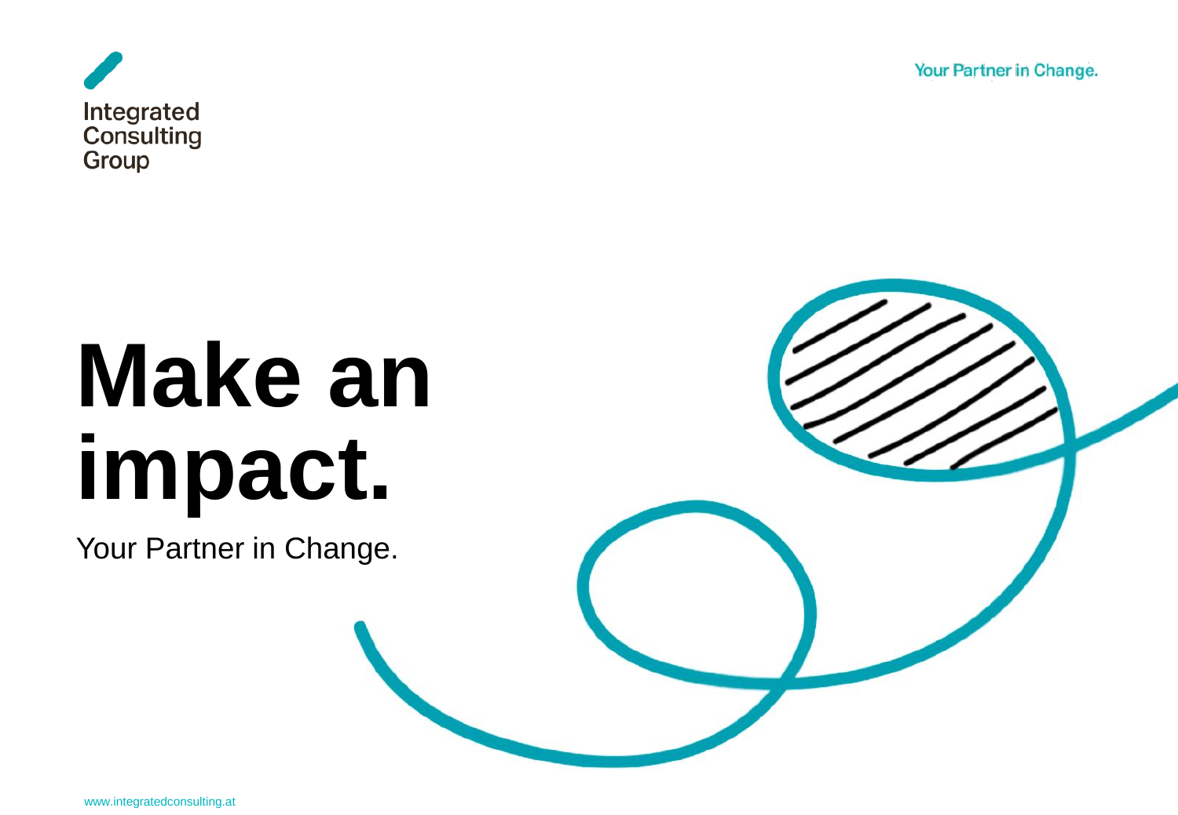Integrated Consulting Group

Your Partner in Change.

# Make an impact.

Your Partner in Change.

www.integratedconsulting.at